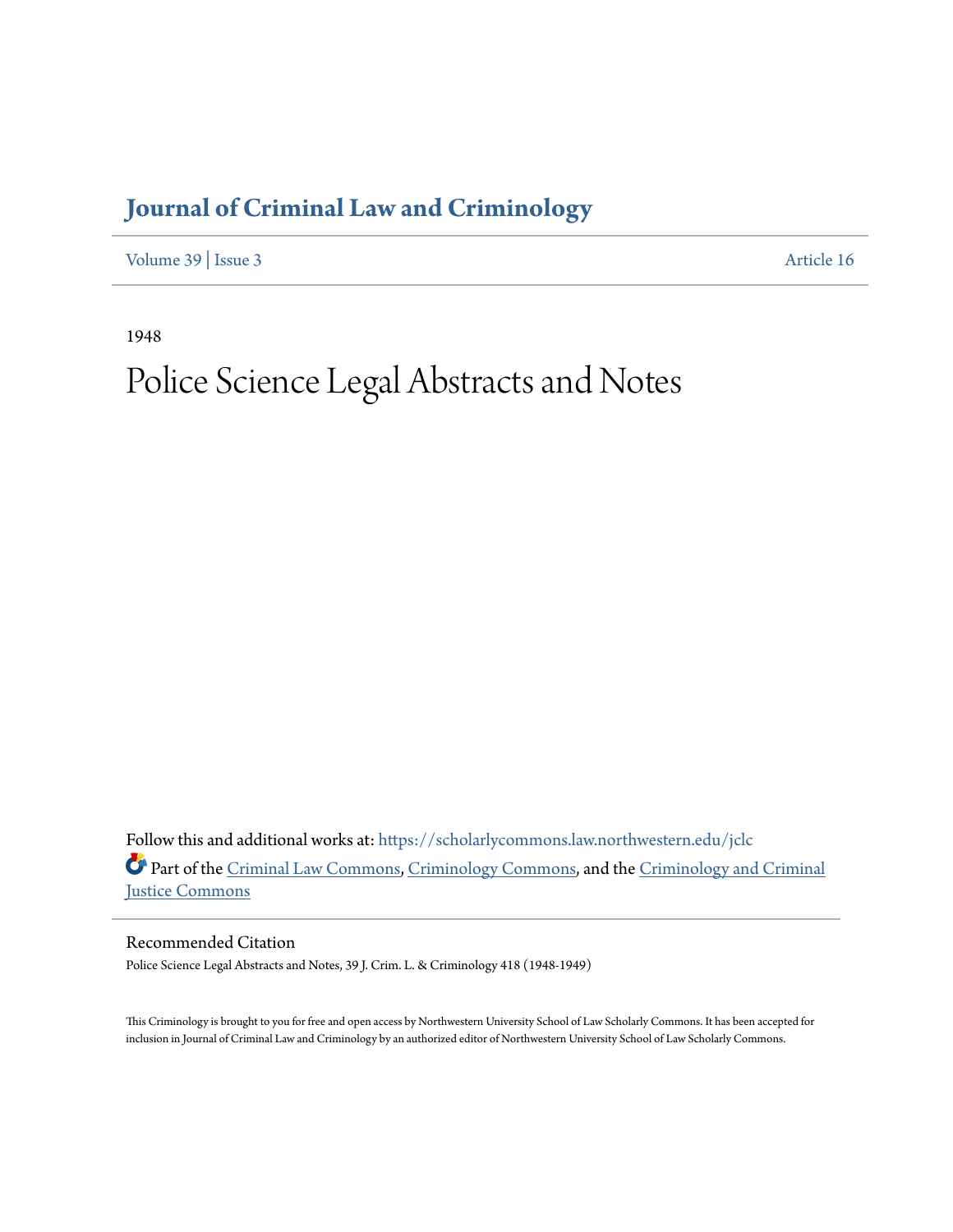# Journal of Criminal Law and Criminology

Volume 39 | Issue 3 Article 16

1948

# Police Science Legal Abstracts and Notes

Follow this and additional works at: https://scholarlycommons.law.northwestern.edu/jclc

Part of the Criminal Law Commons, Criminology Commons, and the Criminology and Criminal Justice Commons

## Recommended Citation

Police Science Legal Abstracts and Notes, 39 J. Crim. L. & Criminology 418 (1948-1949)

This Criminology is brought to you for free and open access by Northwestern University School of Law Scholarly Commons. It has been accepted for inclusion in Journal of Criminal Law and Criminology by an authorized editor of Northwestern University School of Law Scholarly Commons.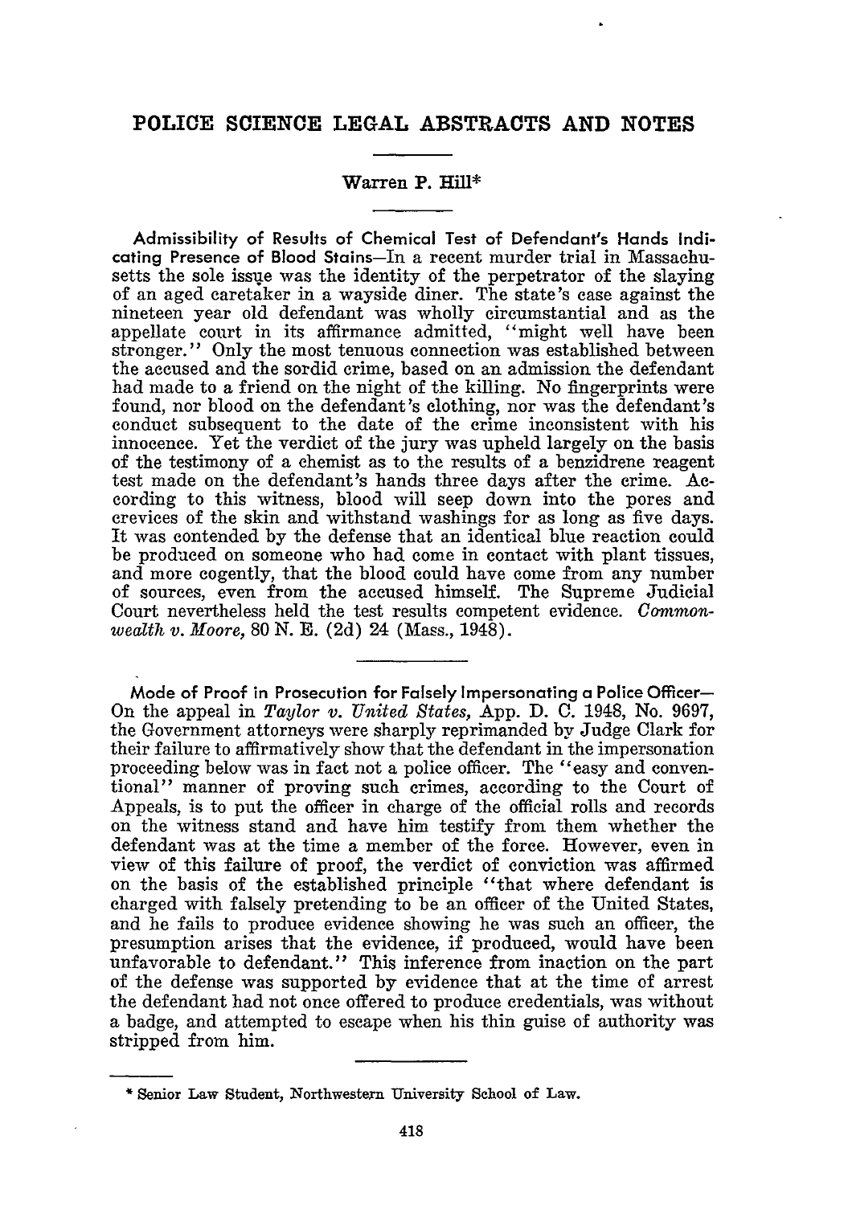# POLICE SCIENCE LEGAL ABSTRACTS AND NOTES

Warren P. Hill*

**Admissibility of Results of Chemical Test of Defendant's Hands Indicating Presence of Blood Stains**—In a recent murder trial in Massachusetts the sole issue was the identity of the perpetrator of the slaying of an aged caretaker in a wayside diner. The state's case against the nineteen year old defendant was wholly circumstantial and as the appellate court in its affirmance admitted, "might well have been stronger." Only the most tenuous connection was established between the accused and the sordid crime, based on an admission the defendant had made to a friend on the night of the killing. No fingerprints were found, nor blood on the defendant's clothing, nor was the defendant's conduct subsequent to the date of the crime inconsistent with his innocence. Yet the verdict of the jury was upheld largely on the basis of the testimony of a chemist as to the results of a benzidrene reagent test made on the defendant's hands three days after the crime. According to this witness, blood will seep down into the pores and crevices of the skin and withstand washings for as long as five days. It was contended by the defense that an identical blue reaction could be produced on someone who had come in contact with plant tissues, and more cogently, that the blood could have come from any number of sources, even from the accused himself. The Supreme Judicial Court nevertheless held the test results competent evidence. *Commonwealth v. Moore,* 80 N. E. (2d) 24 (Mass., 1948).

**Mode of Proof in Prosecution for Falsely Impersonating a Police Officer**—On the appeal in *Taylor v. United States,* App. D. C. 1948, No. 9697, the Government attorneys were sharply reprimanded by Judge Clark for their failure to affirmatively show that the defendant in the impersonation proceeding below was in fact not a police officer. The "easy and conventional" manner of proving such crimes, according to the Court of Appeals, is to put the officer in charge of the official rolls and records on the witness stand and have him testify from them whether the defendant was at the time a member of the force. However, even in view of this failure of proof, the verdict of conviction was affirmed on the basis of the established principle "that where defendant is charged with falsely pretending to be an officer of the United States, and he fails to produce evidence showing he was such an officer, the presumption arises that the evidence, if produced, would have been unfavorable to defendant." This inference from inaction on the part of the defense was supported by evidence that at the time of arrest the defendant had not once offered to produce credentials, was without a badge, and attempted to escape when his thin guise of authority was stripped from him.

---

* Senior Law Student, Northwestern University School of Law.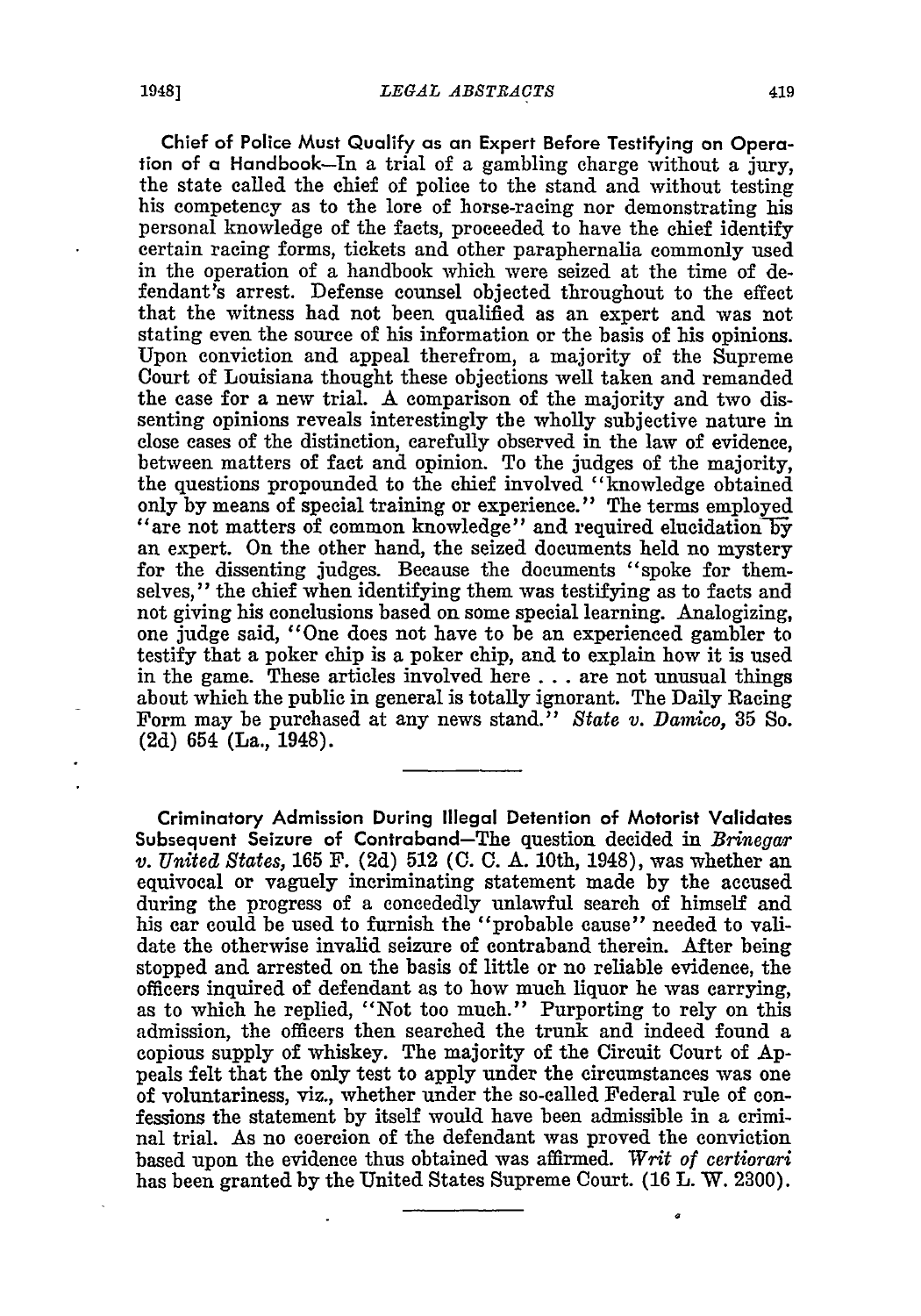**Chief of Police Must Qualify as an Expert Before Testifying on Operation of a Handbook**—In a trial of a gambling charge without a jury, the state called the chief of police to the stand and without testing his competency as to the lore of horse-racing nor demonstrating his personal knowledge of the facts, proceeded to have the chief identify certain racing forms, tickets and other paraphernalia commonly used in the operation of a handbook which were seized at the time of defendant's arrest. Defense counsel objected throughout to the effect that the witness had not been qualified as an expert and was not stating even the source of his information or the basis of his opinions. Upon conviction and appeal therefrom, a majority of the Supreme Court of Louisiana thought these objections well taken and remanded the case for a new trial. A comparison of the majority and two dissenting opinions reveals interestingly the wholly subjective nature in close cases of the distinction, carefully observed in the law of evidence, between matters of fact and opinion. To the judges of the majority, the questions propounded to the chief involved "knowledge obtained only by means of special training or experience." The terms employed "are not matters of common knowledge" and required elucidation by an expert. On the other hand, the seized documents held no mystery for the dissenting judges. Because the documents "spoke for themselves," the chief when identifying them was testifying as to facts and not giving his conclusions based on some special learning. Analogizing, one judge said, "One does not have to be an experienced gambler to testify that a poker chip is a poker chip, and to explain how it is used in the game. These articles involved here . . . are not unusual things about which the public in general is totally ignorant. The Daily Racing Form may be purchased at any news stand." *State v. Damico*, 35 So. (2d) 654 (La., 1948).

---

**Criminatory Admission During Illegal Detention of Motorist Validates Subsequent Seizure of Contraband**—The question decided in *Brinegar v. United States*, 165 F. (2d) 512 (C. C. A. 10th, 1948), was whether an equivocal or vaguely incriminating statement made by the accused during the progress of a concededly unlawful search of himself and his car could be used to furnish the "probable cause" needed to validate the otherwise invalid seizure of contraband therein. After being stopped and arrested on the basis of little or no reliable evidence, the officers inquired of defendant as to how much liquor he was carrying, as to which he replied, "Not too much." Purporting to rely on this admission, the officers then searched the trunk and indeed found a copious supply of whiskey. The majority of the Circuit Court of Appeals felt that the only test to apply under the circumstances was one of voluntariness, viz., whether under the so-called Federal rule of confessions the statement by itself would have been admissible in a criminal trial. As no coercion of the defendant was proved the conviction based upon the evidence thus obtained was affirmed. *Writ of certiorari* has been granted by the United States Supreme Court. (16 L. W. 2300).

---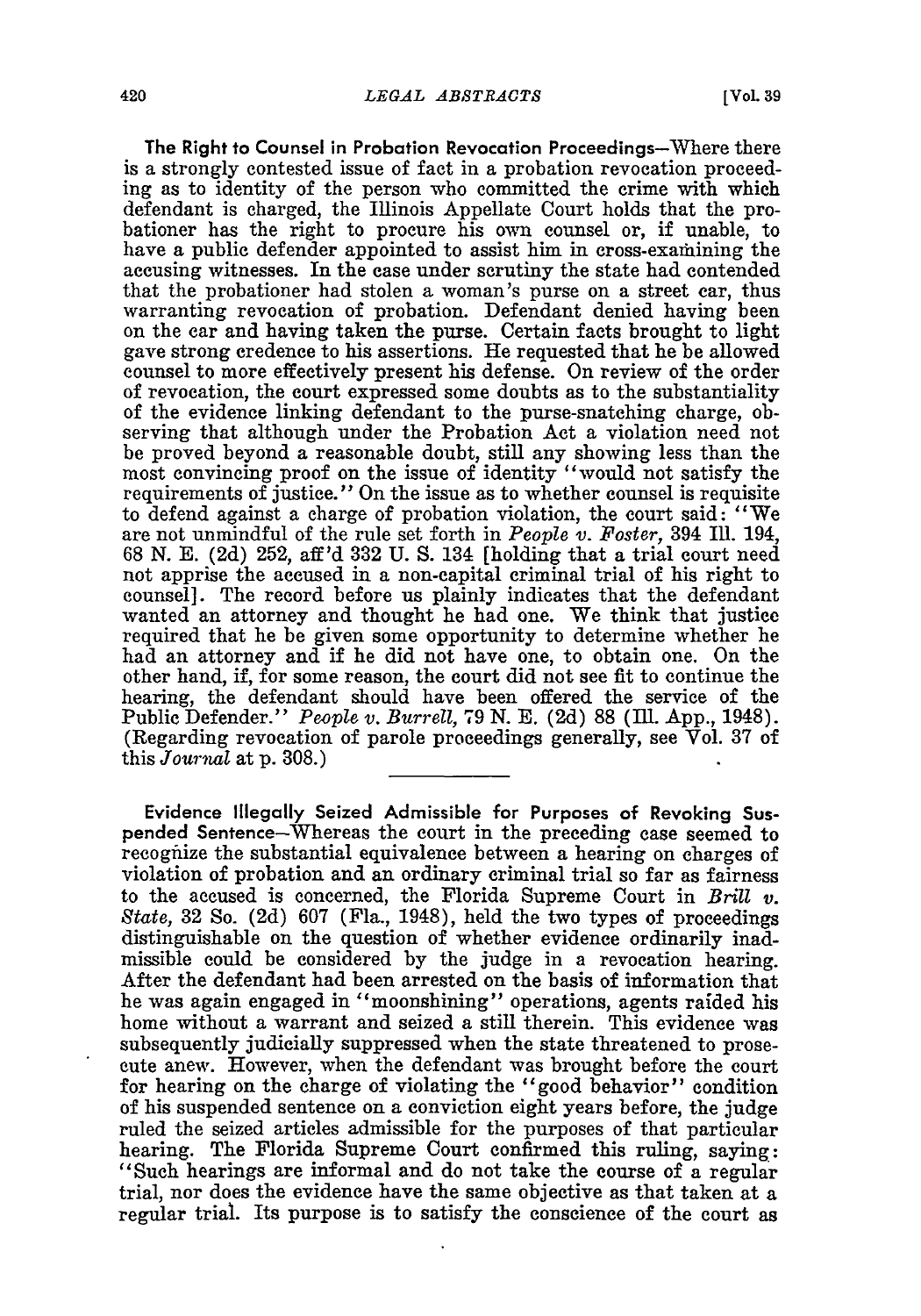**The Right to Counsel in Probation Revocation Proceedings**—Where there is a strongly contested issue of fact in a probation revocation proceeding as to identity of the person who committed the crime with which defendant is charged, the Illinois Appellate Court holds that the probationer has the right to procure his own counsel or, if unable, to have a public defender appointed to assist him in cross-examining the accusing witnesses. In the case under scrutiny the state had contended that the probationer had stolen a woman's purse on a street car, thus warranting revocation of probation. Defendant denied having been on the car and having taken the purse. Certain facts brought to light gave strong credence to his assertions. He requested that he be allowed counsel to more effectively present his defense. On review of the order of revocation, the court expressed some doubts as to the substantiality of the evidence linking defendant to the purse-snatching charge, observing that although under the Probation Act a violation need not be proved beyond a reasonable doubt, still any showing less than the most convincing proof on the issue of identity "would not satisfy the requirements of justice." On the issue as to whether counsel is requisite to defend against a charge of probation violation, the court said: "We are not unmindful of the rule set forth in *People v. Foster*, 394 Ill. 194, 68 N. E. (2d) 252, aff'd 332 U. S. 134 [holding that a trial court need not apprise the accused in a non-capital criminal trial of his right to counsel]. The record before us plainly indicates that the defendant wanted an attorney and thought he had one. We think that justice required that he be given some opportunity to determine whether he had an attorney and if he did not have one, to obtain one. On the other hand, if, for some reason, the court did not see fit to continue the hearing, the defendant should have been offered the service of the Public Defender." *People v. Burrell*, 79 N. E. (2d) 88 (Ill. App., 1948). (Regarding revocation of parole proceedings generally, see Vol. 37 of this *Journal* at p. 308.)

---

**Evidence Illegally Seized Admissible for Purposes of Revoking Suspended Sentence**—Whereas the court in the preceding case seemed to recognize the substantial equivalence between a hearing on charges of violation of probation and an ordinary criminal trial so far as fairness to the accused is concerned, the Florida Supreme Court in *Brill v. State*, 32 So. (2d) 607 (Fla., 1948), held the two types of proceedings distinguishable on the question of whether evidence ordinarily inadmissible could be considered by the judge in a revocation hearing. After the defendant had been arrested on the basis of information that he was again engaged in "moonshining" operations, agents raided his home without a warrant and seized a still therein. This evidence was subsequently judicially suppressed when the state threatened to prosecute anew. However, when the defendant was brought before the court for hearing on the charge of violating the "good behavior" condition of his suspended sentence on a conviction eight years before, the judge ruled the seized articles admissible for the purposes of that particular hearing. The Florida Supreme Court confirmed this ruling, saying: "Such hearings are informal and do not take the course of a regular trial, nor does the evidence have the same objective as that taken at a regular trial. Its purpose is to satisfy the conscience of the court as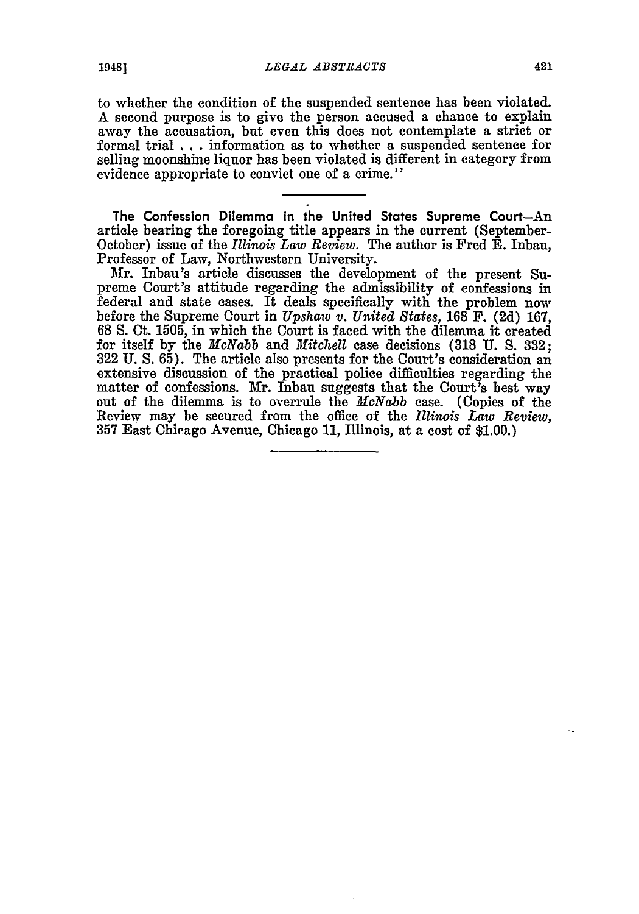to whether the condition of the suspended sentence has been violated. A second purpose is to give the person accused a chance to explain away the accusation, but even this does not contemplate a strict or formal trial . . . information as to whether a suspended sentence for selling moonshine liquor has been violated is different in category from evidence appropriate to convict one of a crime."

---

**The Confession Dilemma in the United States Supreme Court**—An article bearing the foregoing title appears in the current (September-October) issue of the *Illinois Law Review*. The author is Fred E. Inbau, Professor of Law, Northwestern University.

Mr. Inbau's article discusses the development of the present Supreme Court's attitude regarding the admissibility of confessions in federal and state cases. It deals specifically with the problem now before the Supreme Court in *Upshaw v. United States*, 168 F. (2d) 167, 68 S. Ct. 1505, in which the Court is faced with the dilemma it created for itself by the *McNabb* and *Mitchell* case decisions (318 U. S. 332; 322 U. S. 65). The article also presents for the Court's consideration an extensive discussion of the practical police difficulties regarding the matter of confessions. Mr. Inbau suggests that the Court's best way out of the dilemma is to overrule the *McNabb* case. (Copies of the Review may be secured from the office of the *Illinois Law Review*, 357 East Chicago Avenue, Chicago 11, Illinois, at a cost of $1.00.)

---